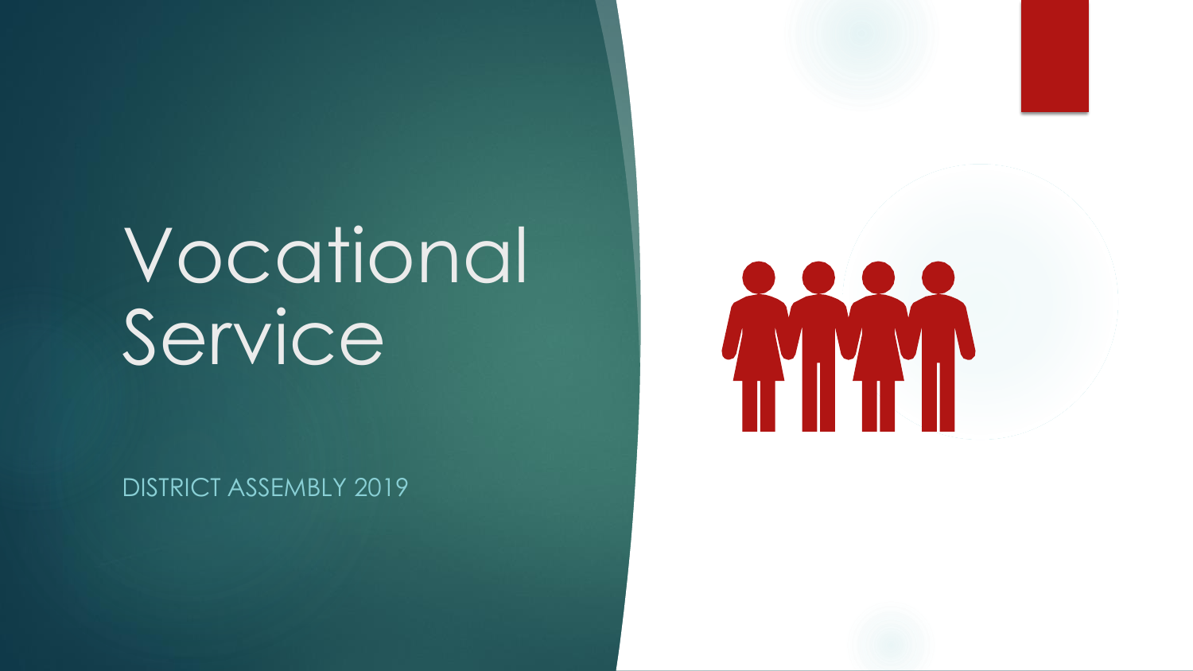# Vocational Service

DISTRICT ASSEMBLY 2019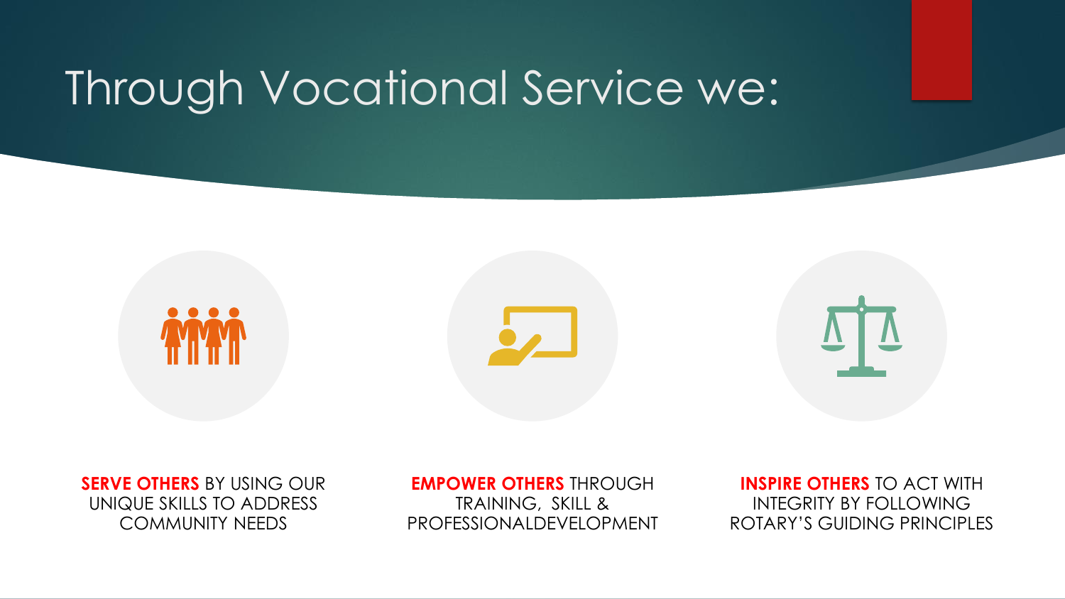# Through Vocational Service we:

**SERVE OTHERS** BY USING OUR UNIQUE SKILLS TO ADDRESS COMMUNITY NEEDS

**EMPOWER OTHERS** THROUGH TRAINING, SKILL & PROFESSIONALDEVELOPMENT

**INSPIRE OTHERS** TO ACT WITH INTEGRITY BY FOLLOWING ROTARY'S GUIDING PRINCIPLES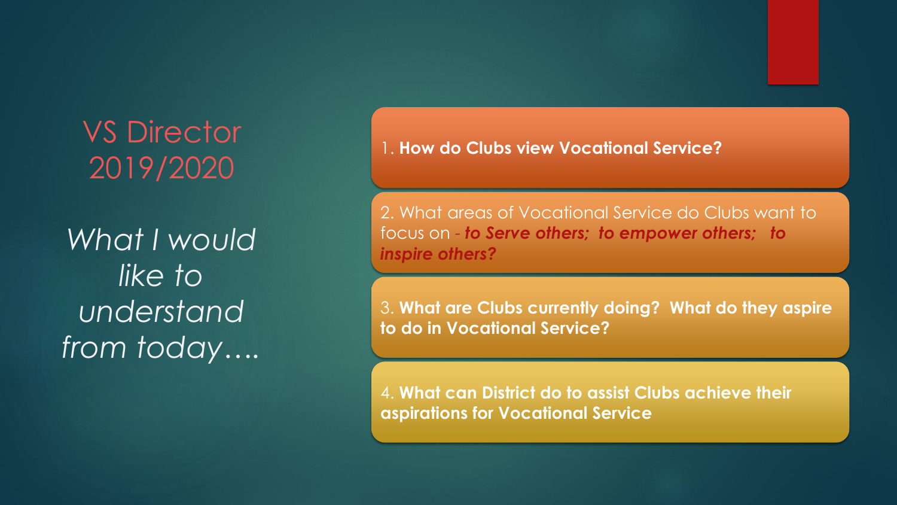# VS Director 2019/2020

*What I would like to understand from today….*

1. **How do Clubs view Vocational Service?**

2. What areas of Vocational Service do Clubs want to focus on - ***to Serve others; to empower others; to inspire others?***

3. **What are Clubs currently doing? What do they aspire to do in Vocational Service?**

4. **What can District do to assist Clubs achieve their aspirations for Vocational Service**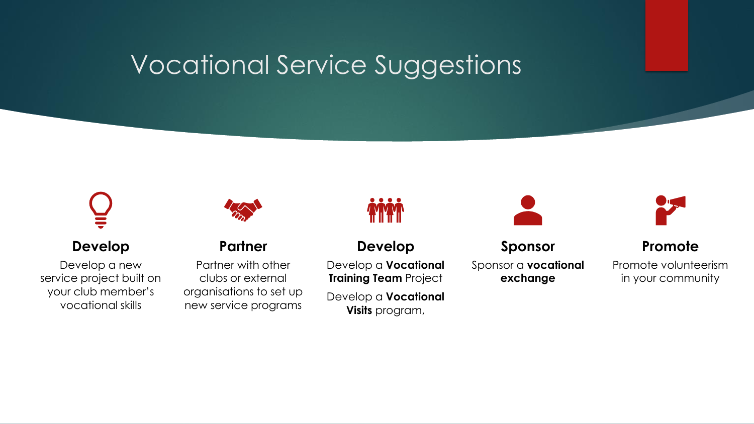# Vocational Service Suggestions

### Develop

Develop a new service project built on your club member's vocational skills

### Partner

Partner with other clubs or external organisations to set up new service programs

### Develop

Develop a **Vocational Training Team** Project

Develop a **Vocational Visits** program,

### Sponsor

Sponsor a **vocational exchange**

### Promote

Promote volunteerism in your community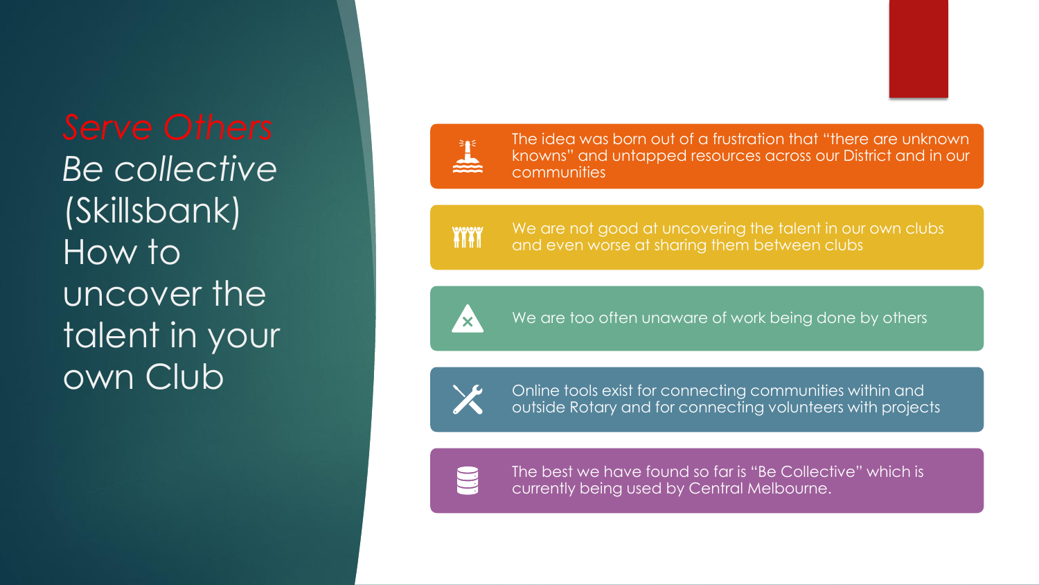# *Serve Others*

# *Be collective* (Skillsbank) How to uncover the talent in your own Club

- The idea was born out of a frustration that "there are unknown knowns" and untapped resources across our District and in our communities
- We are not good at uncovering the talent in our own clubs and even worse at sharing them between clubs
- We are too often unaware of work being done by others
- Online tools exist for connecting communities within and outside Rotary and for connecting volunteers with projects
- The best we have found so far is "Be Collective" which is currently being used by Central Melbourne.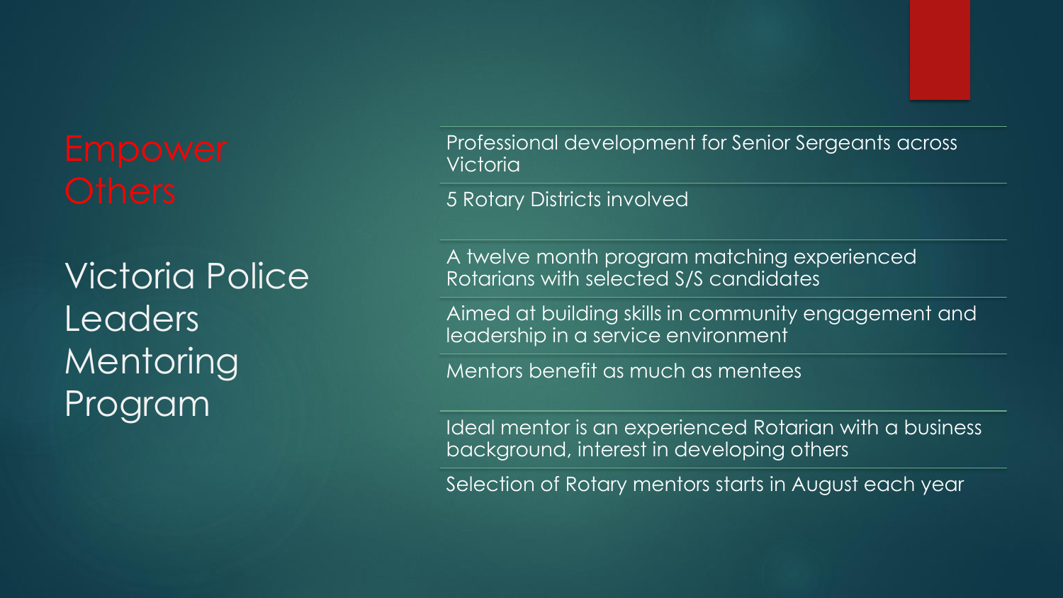# Empower Others

## Victoria Police Leaders Mentoring Program

- Professional development for Senior Sergeants across Victoria
- 5 Rotary Districts involved
- A twelve month program matching experienced Rotarians with selected S/S candidates
- Aimed at building skills in community engagement and leadership in a service environment
- Mentors benefit as much as mentees
- Ideal mentor is an experienced Rotarian with a business background, interest in developing others
- Selection of Rotary mentors starts in August each year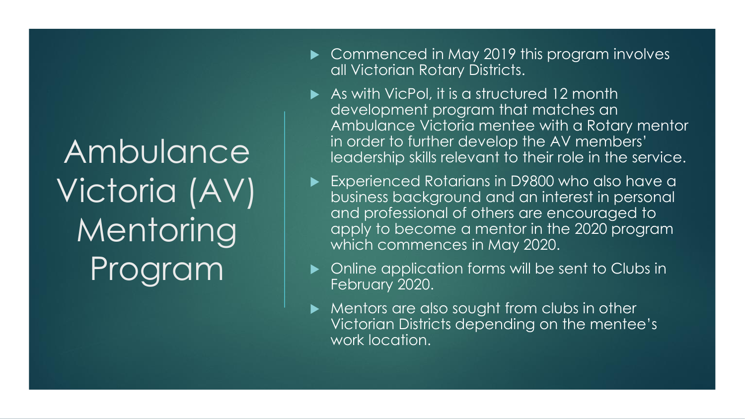# Ambulance Victoria (AV) Mentoring Program

- Commenced in May 2019 this program involves all Victorian Rotary Districts.
- As with VicPol, it is a structured 12 month development program that matches an Ambulance Victoria mentee with a Rotary mentor in order to further develop the AV members' leadership skills relevant to their role in the service.
- Experienced Rotarians in D9800 who also have a business background and an interest in personal and professional of others are encouraged to apply to become a mentor in the 2020 program which commences in May 2020.
- Online application forms will be sent to Clubs in February 2020.
- Mentors are also sought from clubs in other Victorian Districts depending on the mentee's work location.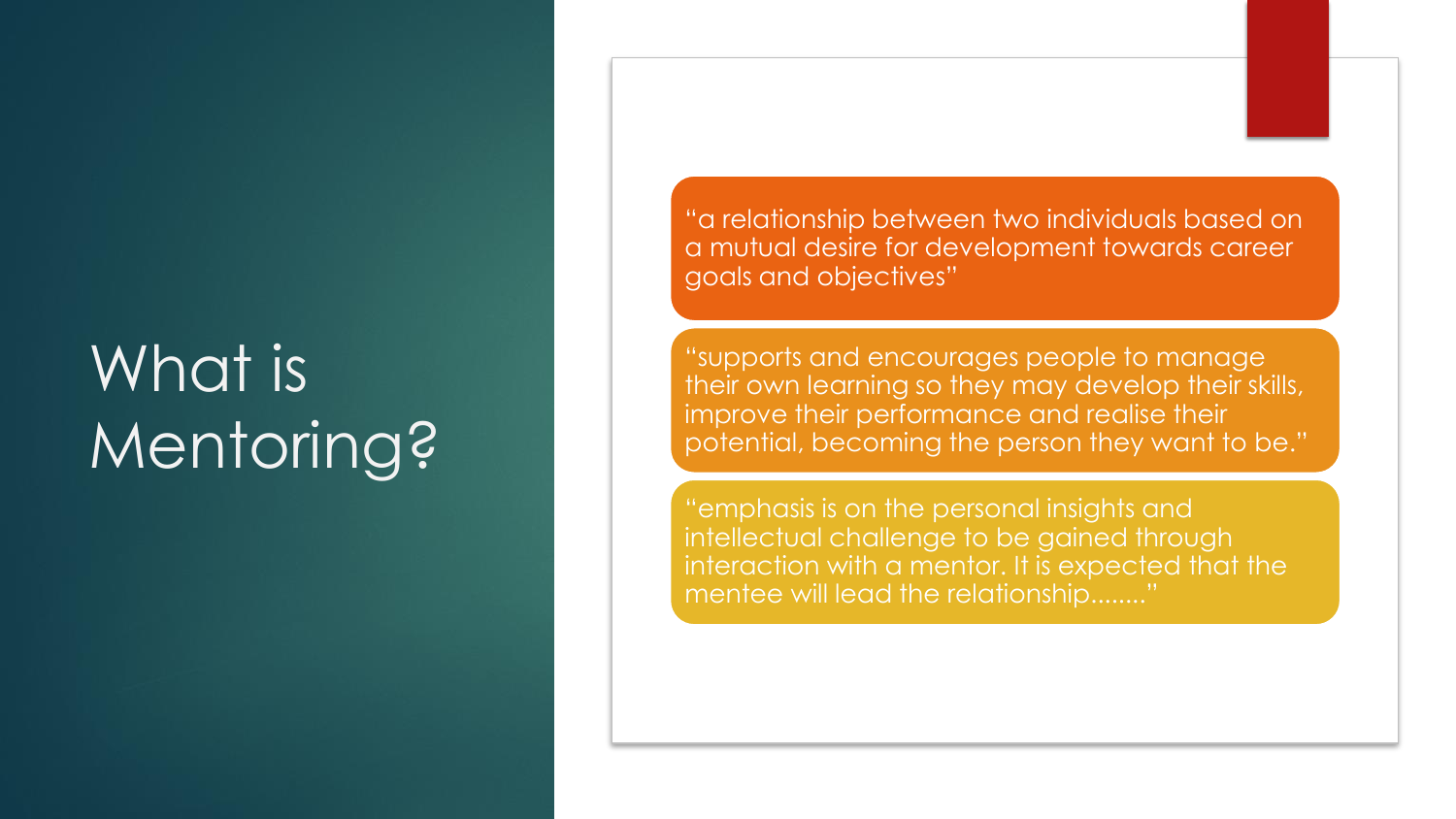# What is Mentoring?

“a relationship between two individuals based on a mutual desire for development towards career goals and objectives”

“supports and encourages people to manage their own learning so they may develop their skills, improve their performance and realise their potential, becoming the person they want to be.”

“emphasis is on the personal insights and intellectual challenge to be gained through interaction with a mentor. It is expected that the mentee will lead the relationship........”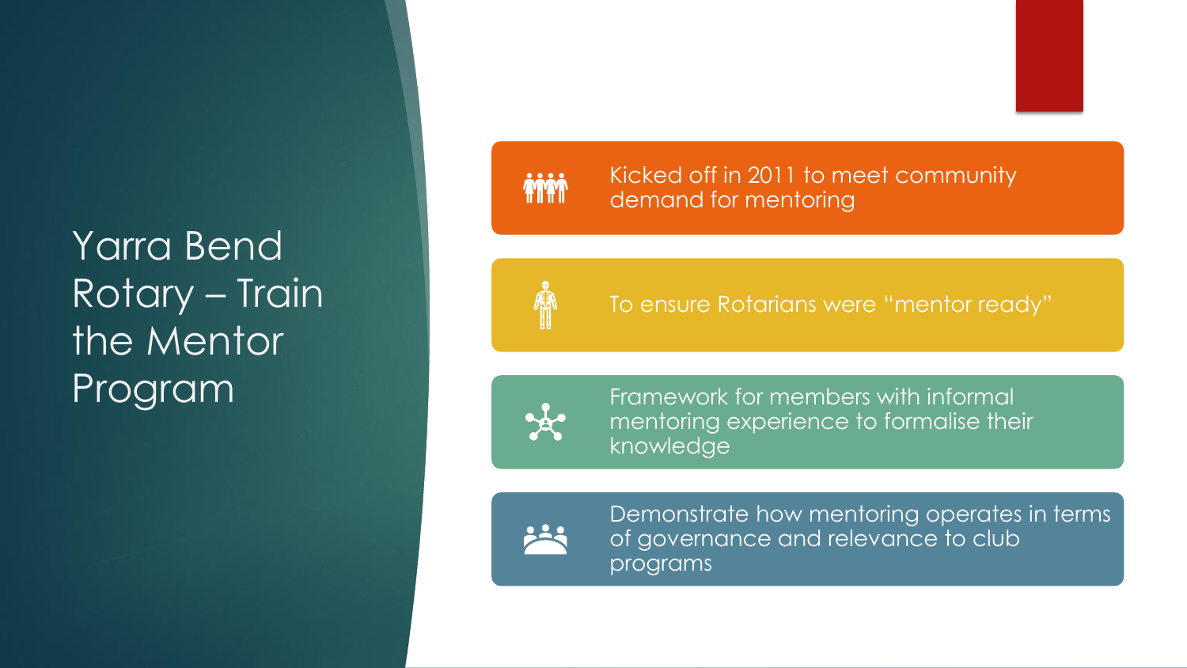# Yarra Bend Rotary – Train the Mentor Program

- Kicked off in 2011 to meet community demand for mentoring
- To ensure Rotarians were "mentor ready"
- Framework for members with informal mentoring experience to formalise their knowledge
- Demonstrate how mentoring operates in terms of governance and relevance to club programs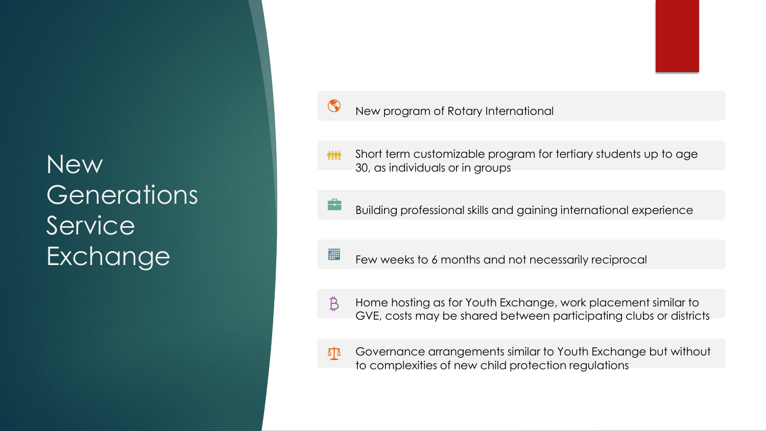# New Generations Service Exchange

- New program of Rotary International
- Short term customizable program for tertiary students up to age 30, as individuals or in groups
- Building professional skills and gaining international experience
- Few weeks to 6 months and not necessarily reciprocal
- Home hosting as for Youth Exchange, work placement similar to GVE, costs may be shared between participating clubs or districts
- Governance arrangements similar to Youth Exchange but without to complexities of new child protection regulations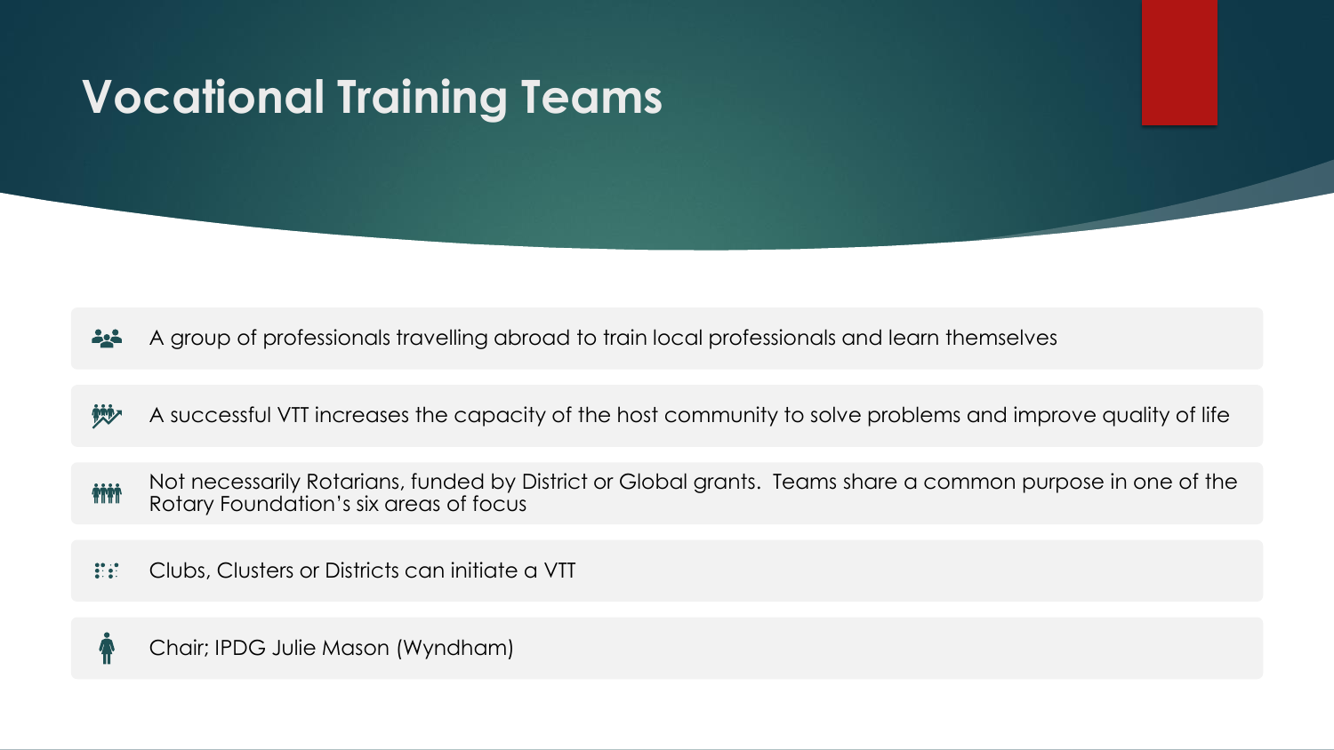# Vocational Training Teams

- A group of professionals travelling abroad to train local professionals and learn themselves
- A successful VTT increases the capacity of the host community to solve problems and improve quality of life
- Not necessarily Rotarians, funded by District or Global grants. Teams share a common purpose in one of the Rotary Foundation's six areas of focus
- Clubs, Clusters or Districts can initiate a VTT
- Chair; IPDG Julie Mason (Wyndham)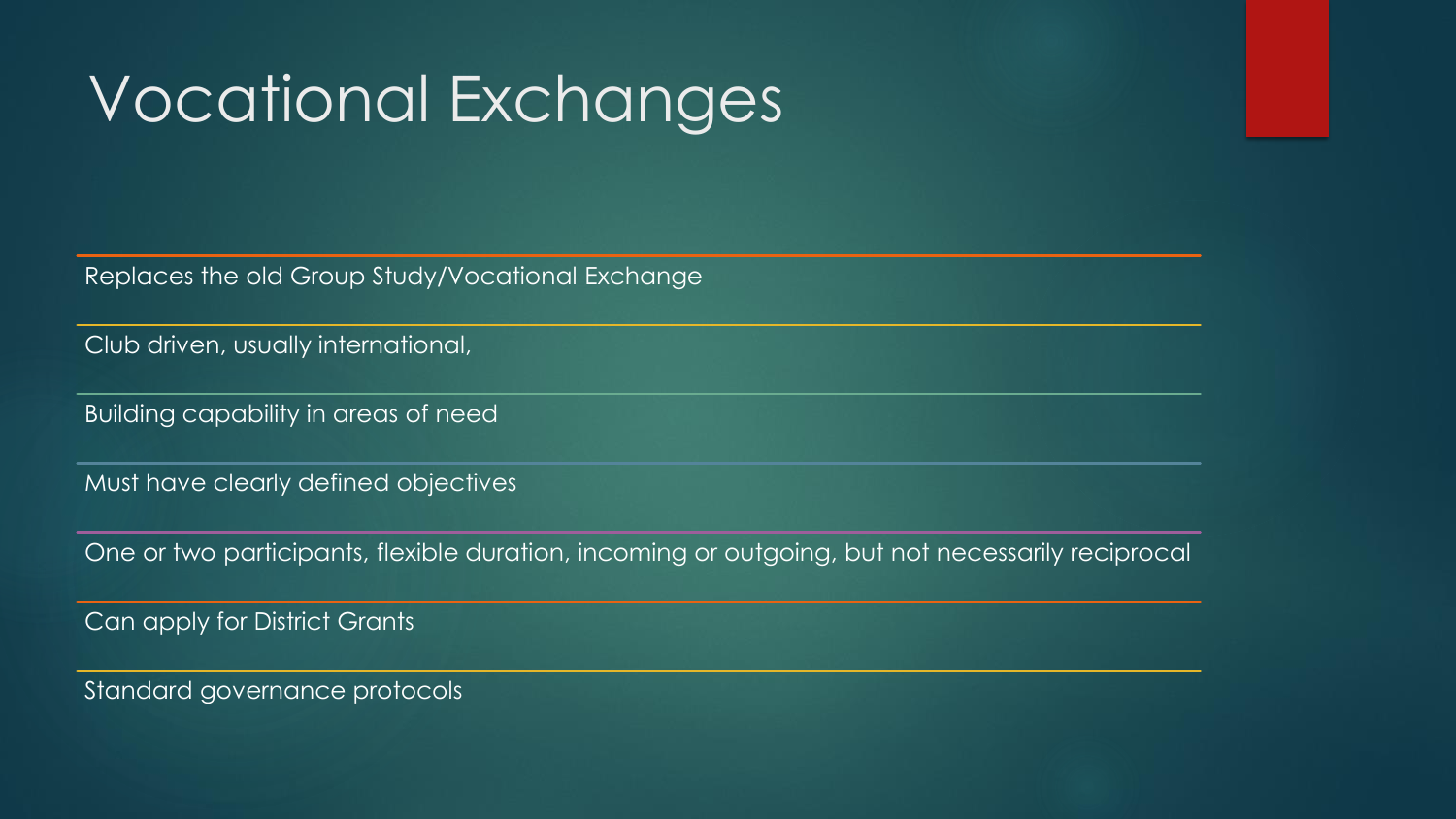# Vocational Exchanges

- Replaces the old Group Study/Vocational Exchange
- Club driven, usually international,
- Building capability in areas of need
- Must have clearly defined objectives
- One or two participants, flexible duration, incoming or outgoing, but not necessarily reciprocal
- Can apply for District Grants
- Standard governance protocols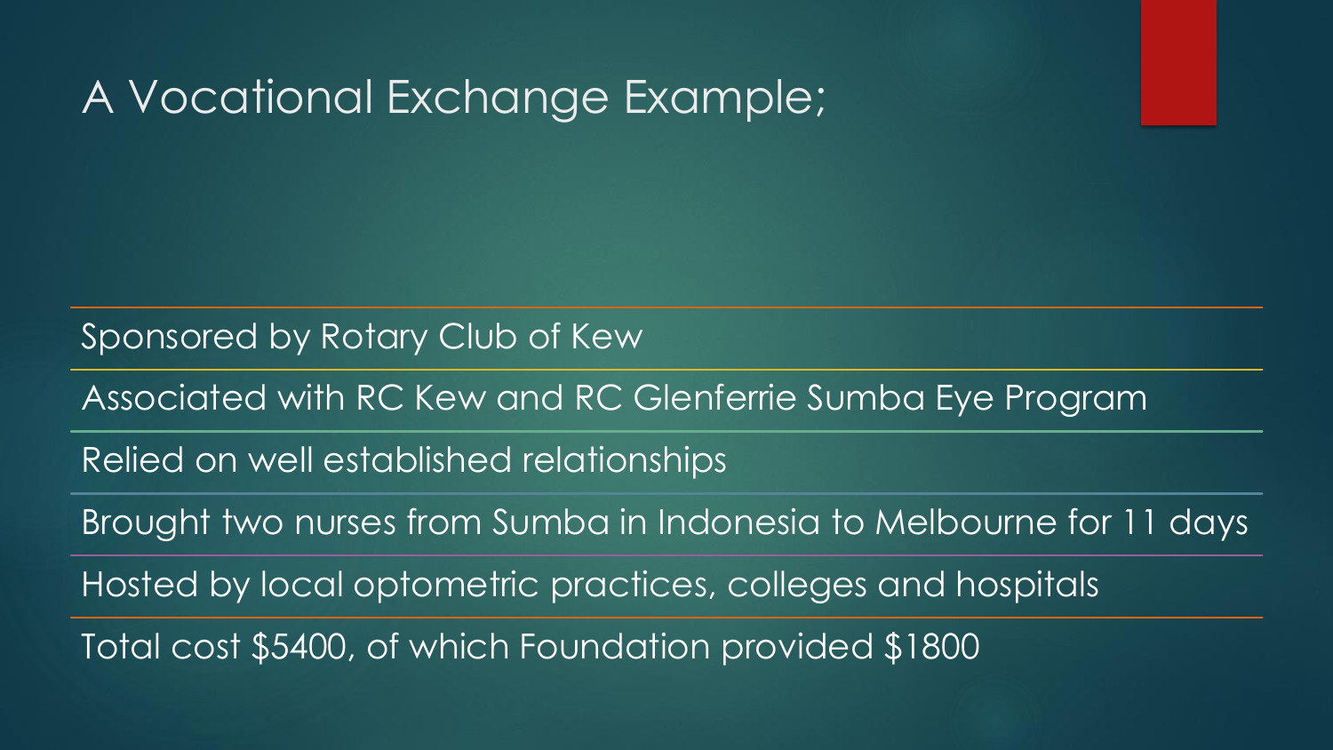# A Vocational Exchange Example;

- Sponsored by Rotary Club of Kew
- Associated with RC Kew and RC Glenferrie Sumba Eye Program
- Relied on well established relationships
- Brought two nurses from Sumba in Indonesia to Melbourne for 11 days
- Hosted by local optometric practices, colleges and hospitals
- Total cost $5400, of which Foundation provided $1800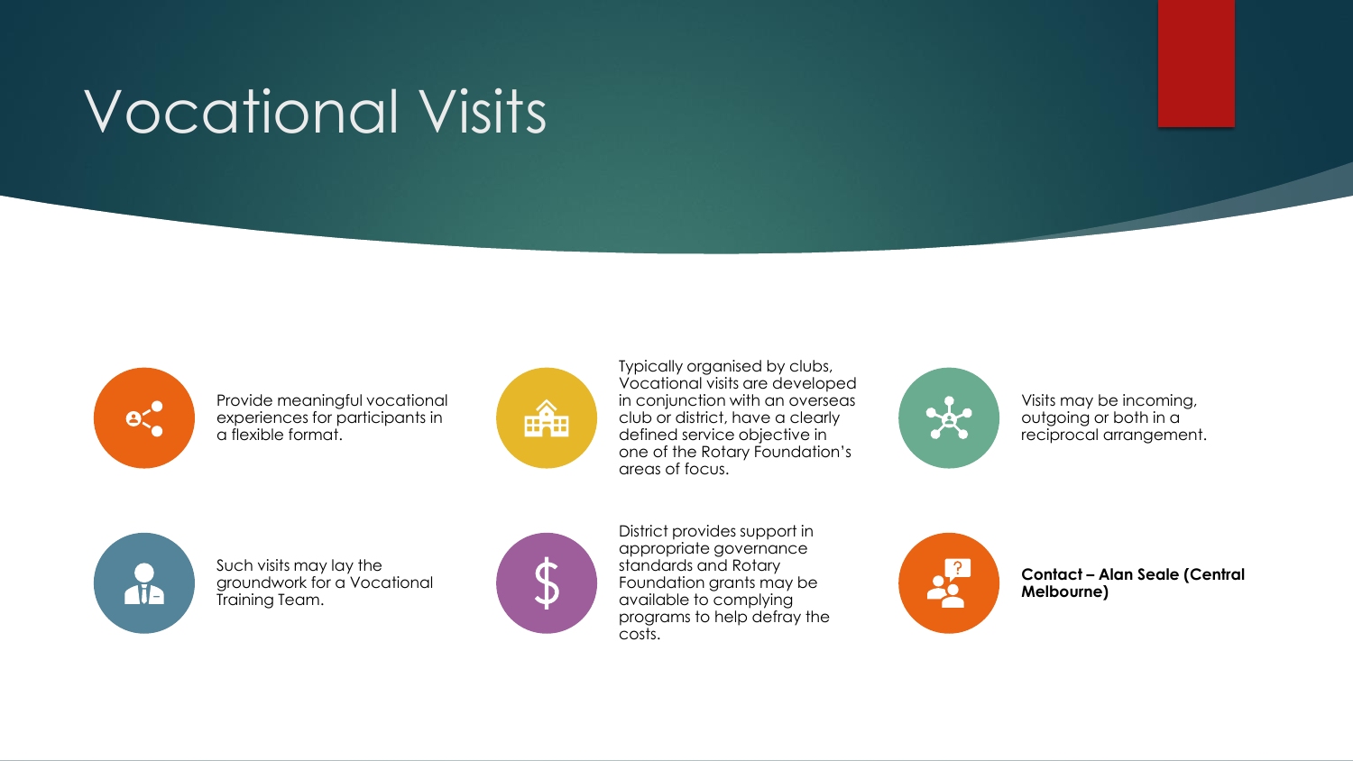# Vocational Visits

- Provide meaningful vocational experiences for participants in a flexible format.
- Typically organised by clubs, Vocational visits are developed in conjunction with an overseas club or district, have a clearly defined service objective in one of the Rotary Foundation's areas of focus.
- Visits may be incoming, outgoing or both in a reciprocal arrangement.
- Such visits may lay the groundwork for a Vocational Training Team.
- District provides support in appropriate governance standards and Rotary Foundation grants may be available to complying programs to help defray the costs.
- **Contact – Alan Seale (Central Melbourne)**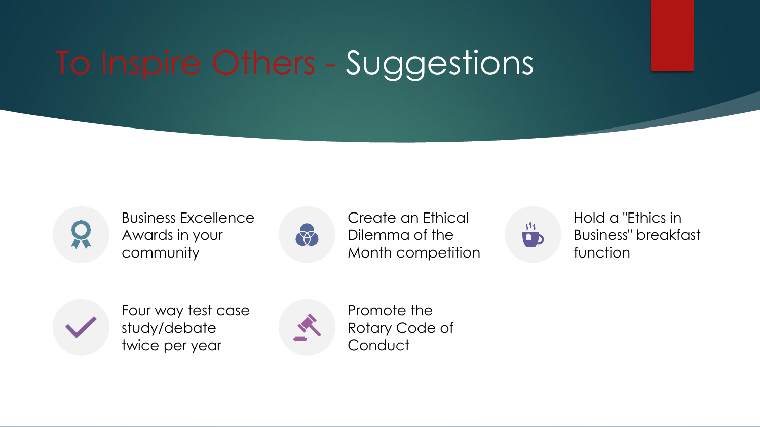# To Inspire Others - Suggestions

- Business Excellence Awards in your community
- Create an Ethical Dilemma of the Month competition
- Hold a "Ethics in Business" breakfast function
- Four way test case study/debate twice per year
- Promote the Rotary Code of Conduct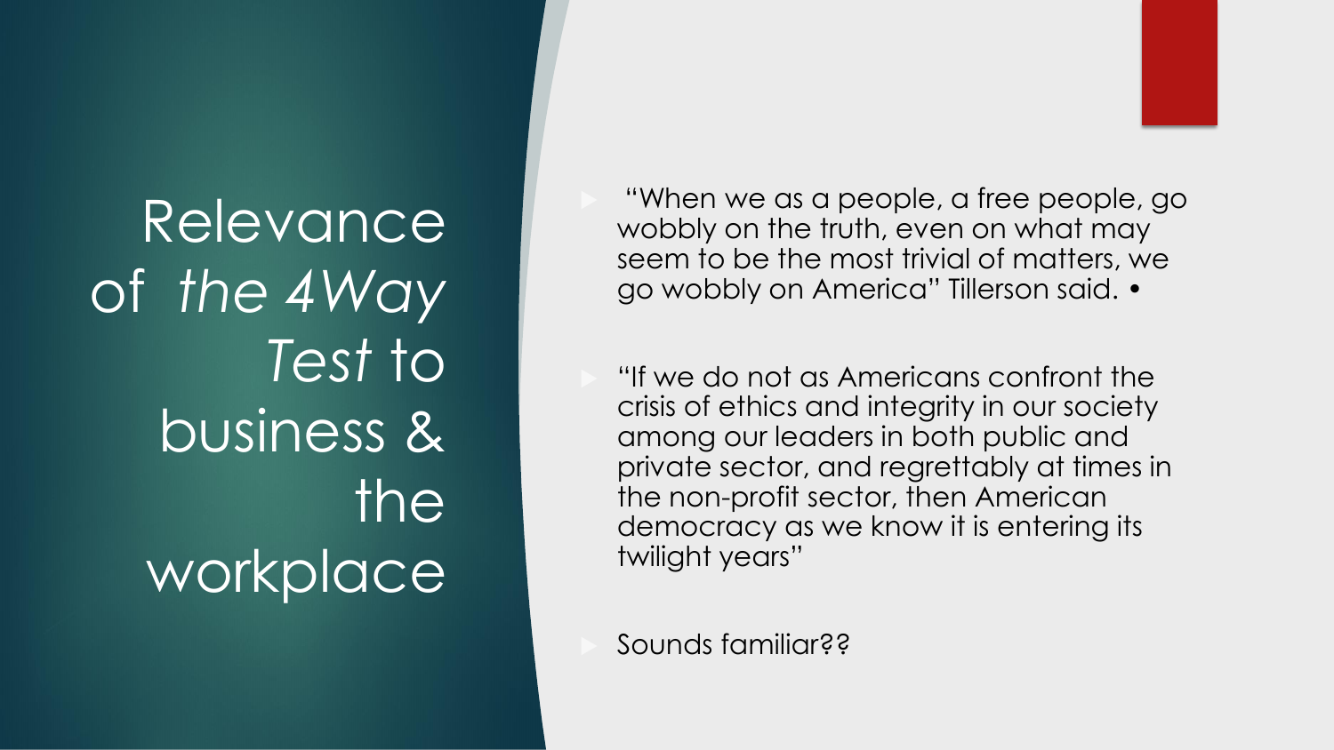# Relevance of *the 4Way Test* to business & the workplace

- “When we as a people, a free people, go wobbly on the truth, even on what may seem to be the most trivial of matters, we go wobbly on America” Tillerson said. •
- “If we do not as Americans confront the crisis of ethics and integrity in our society among our leaders in both public and private sector, and regrettably at times in the non-profit sector, then American democracy as we know it is entering its twilight years”
- Sounds familiar??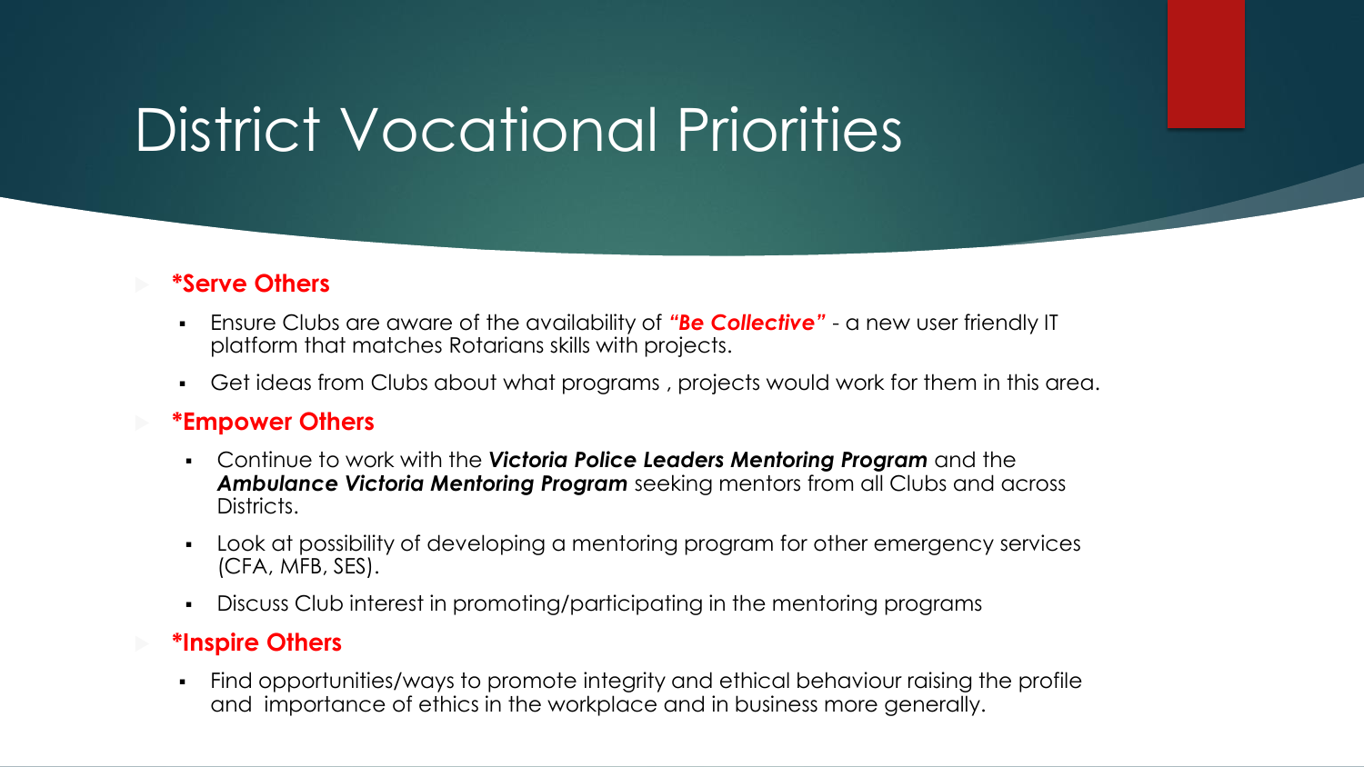# District Vocational Priorities

- ***Serve Others**
  - Ensure Clubs are aware of the availability of ***"Be Collective"*** - a new user friendly IT platform that matches Rotarians skills with projects.
  - Get ideas from Clubs about what programs , projects would work for them in this area.
- ***Empower Others**
  - Continue to work with the ***Victoria Police Leaders Mentoring Program*** and the ***Ambulance Victoria Mentoring Program*** seeking mentors from all Clubs and across Districts.
  - Look at possibility of developing a mentoring program for other emergency services (CFA, MFB, SES).
  - Discuss Club interest in promoting/participating in the mentoring programs
- ***Inspire Others**
  - Find opportunities/ways to promote integrity and ethical behaviour raising the profile and importance of ethics in the workplace and in business more generally.